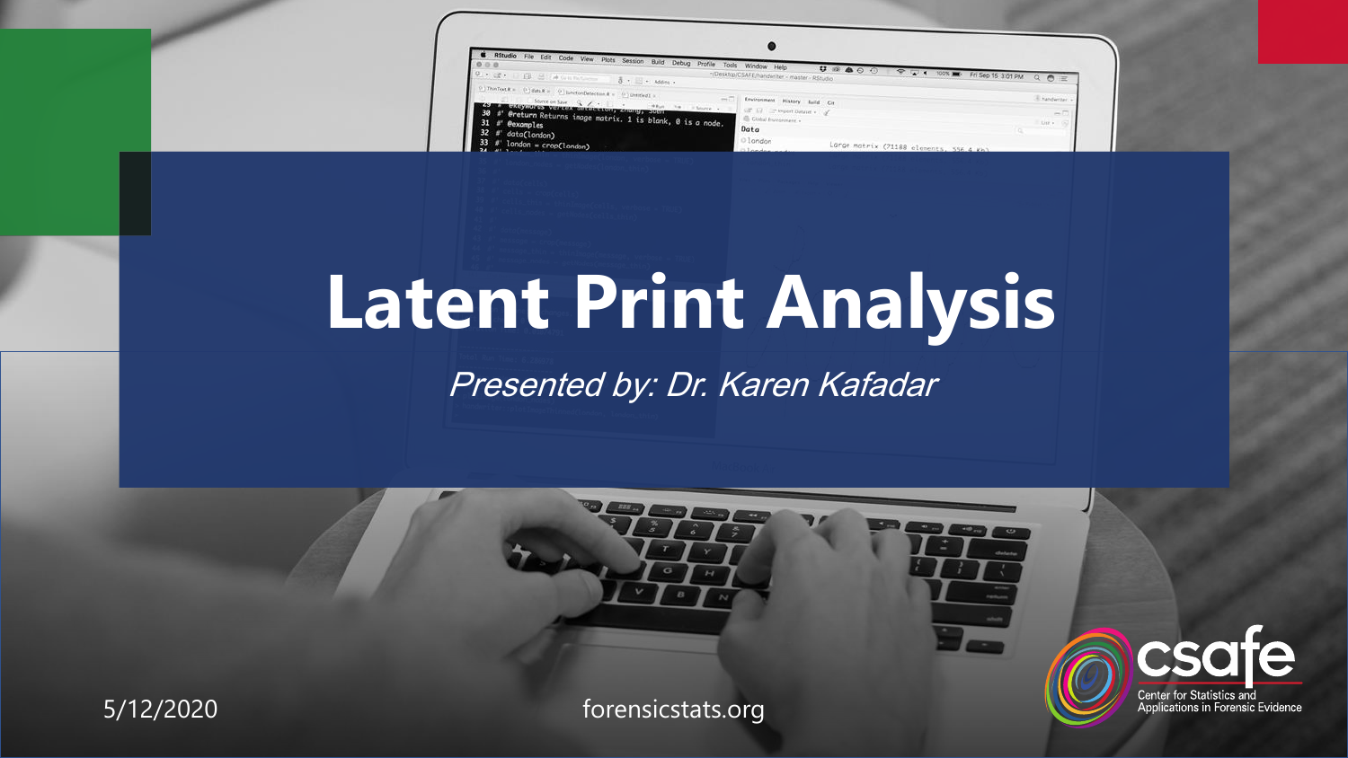# Latent Print Analysis

*Presented by: Dr. Karen Kafadar*

5/12/2020

forensicstats.org

csafe
Center for Statistics and Applications in Forensic Evidence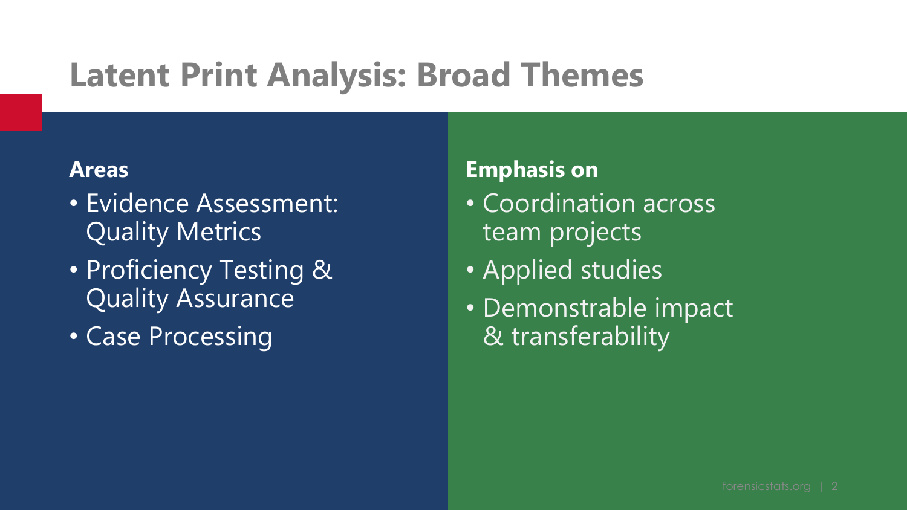# Latent Print Analysis: Broad Themes

**Areas**

- Evidence Assessment: Quality Metrics
- Proficiency Testing & Quality Assurance
- Case Processing

**Emphasis on**

- Coordination across team projects
- Applied studies
- Demonstrable impact & transferability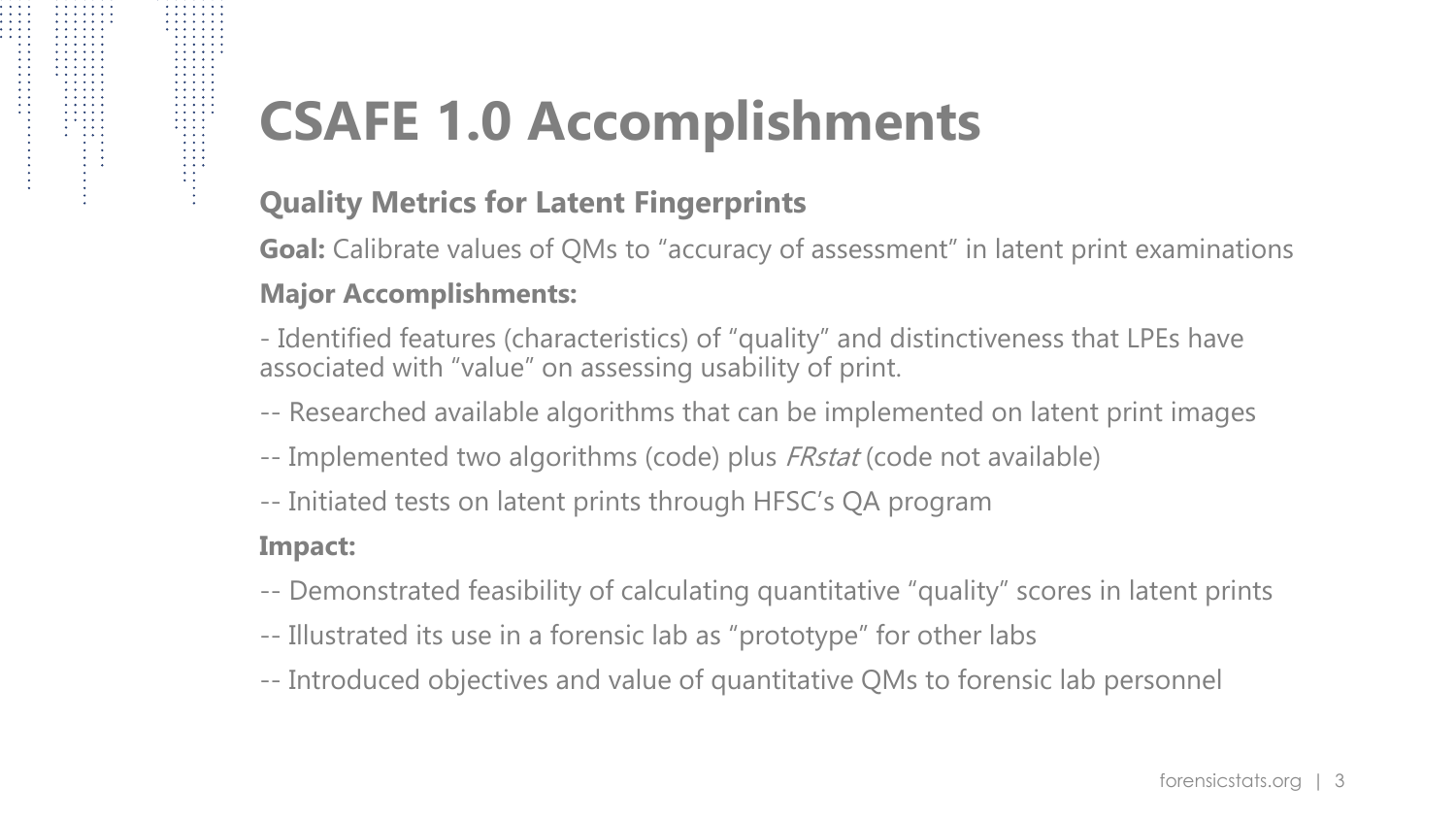# CSAFE 1.0 Accomplishments

## Quality Metrics for Latent Fingerprints

**Goal:** Calibrate values of QMs to "accuracy of assessment" in latent print examinations

**Major Accomplishments:**

- Identified features (characteristics) of "quality" and distinctiveness that LPEs have associated with "value" on assessing usability of print.

-- Researched available algorithms that can be implemented on latent print images

-- Implemented two algorithms (code) plus *FRstat* (code not available)

-- Initiated tests on latent prints through HFSC's QA program

**Impact:**

-- Demonstrated feasibility of calculating quantitative "quality" scores in latent prints

-- Illustrated its use in a forensic lab as "prototype" for other labs

-- Introduced objectives and value of quantitative QMs to forensic lab personnel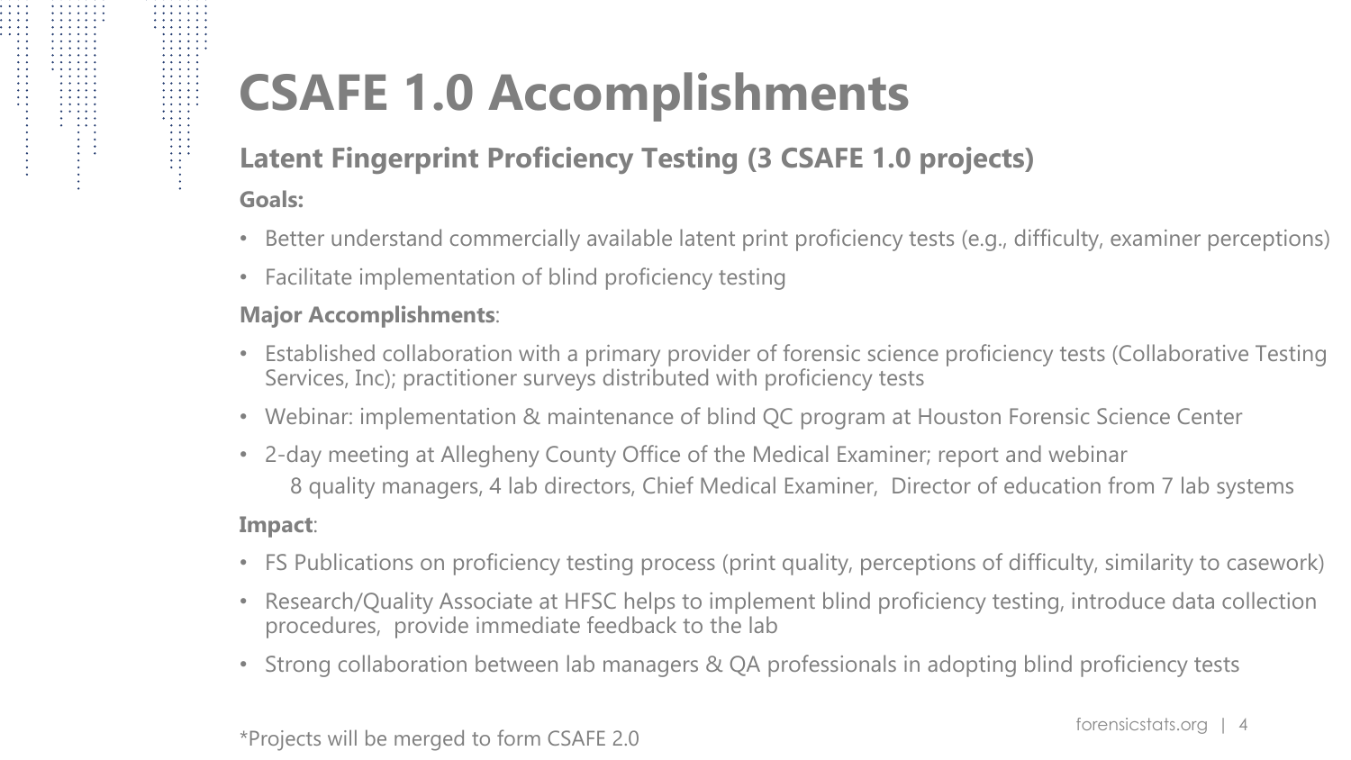# CSAFE 1.0 Accomplishments

## Latent Fingerprint Proficiency Testing (3 CSAFE 1.0 projects)

**Goals:**

- Better understand commercially available latent print proficiency tests (e.g., difficulty, examiner perceptions)
- Facilitate implementation of blind proficiency testing

**Major Accomplishments**:

- Established collaboration with a primary provider of forensic science proficiency tests (Collaborative Testing Services, Inc); practitioner surveys distributed with proficiency tests
- Webinar: implementation & maintenance of blind QC program at Houston Forensic Science Center
- 2-day meeting at Allegheny County Office of the Medical Examiner; report and webinar
  - 8 quality managers, 4 lab directors, Chief Medical Examiner, Director of education from 7 lab systems

**Impact**:

- FS Publications on proficiency testing process (print quality, perceptions of difficulty, similarity to casework)
- Research/Quality Associate at HFSC helps to implement blind proficiency testing, introduce data collection procedures, provide immediate feedback to the lab
- Strong collaboration between lab managers & QA professionals in adopting blind proficiency tests

*Projects will be merged to form CSAFE 2.0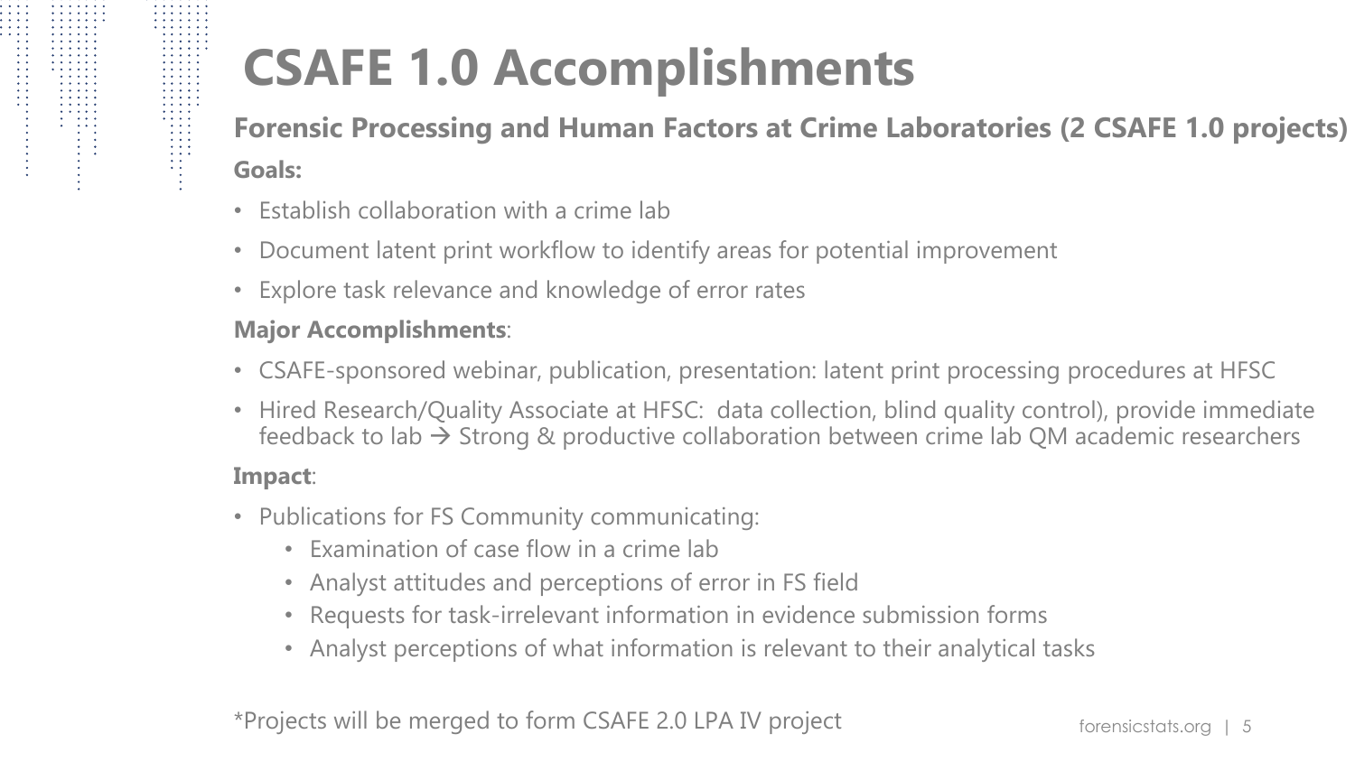# CSAFE 1.0 Accomplishments

## Forensic Processing and Human Factors at Crime Laboratories (2 CSAFE 1.0 projects)

**Goals:**

- Establish collaboration with a crime lab
- Document latent print workflow to identify areas for potential improvement
- Explore task relevance and knowledge of error rates

**Major Accomplishments**:

- CSAFE-sponsored webinar, publication, presentation: latent print processing procedures at HFSC
- Hired Research/Quality Associate at HFSC: data collection, blind quality control), provide immediate feedback to lab → Strong & productive collaboration between crime lab QM academic researchers

**Impact**:

- Publications for FS Community communicating:
  - Examination of case flow in a crime lab
  - Analyst attitudes and perceptions of error in FS field
  - Requests for task-irrelevant information in evidence submission forms
  - Analyst perceptions of what information is relevant to their analytical tasks

*Projects will be merged to form CSAFE 2.0 LPA IV project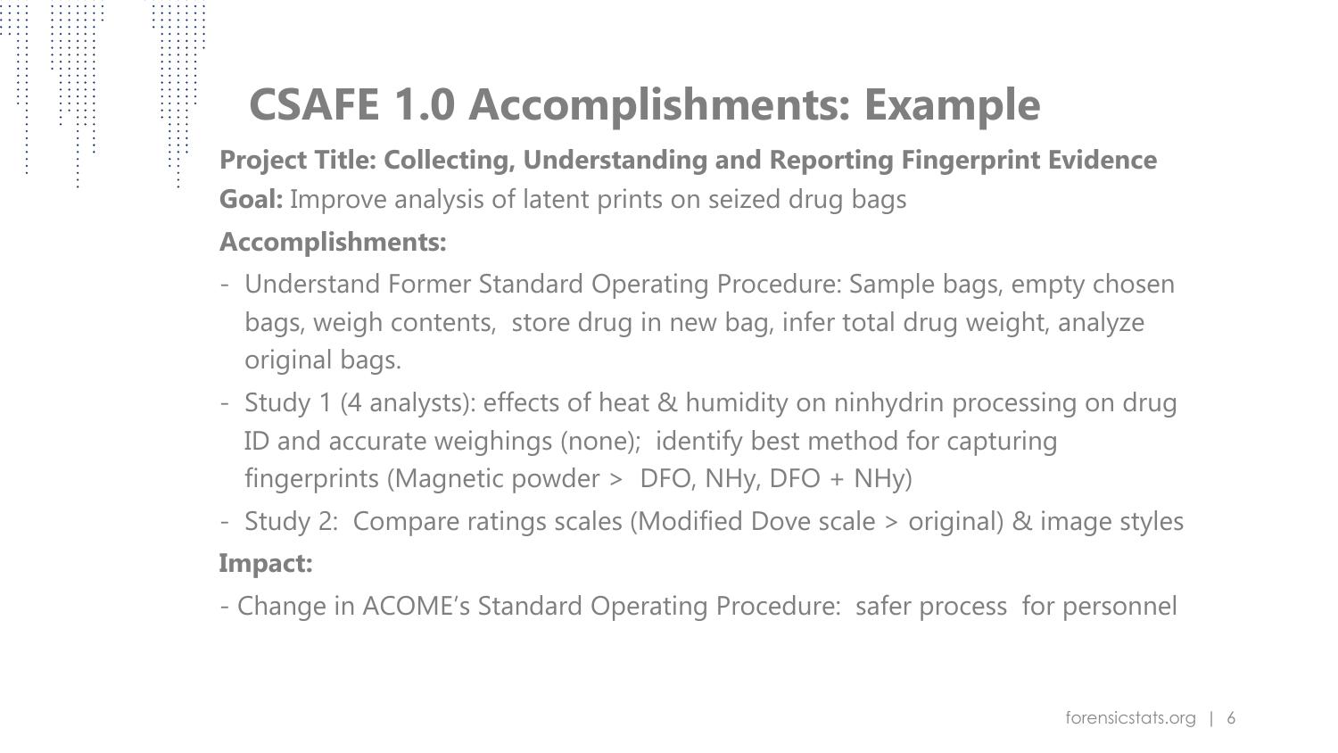# CSAFE 1.0 Accomplishments: Example

**Project Title: Collecting, Understanding and Reporting Fingerprint Evidence**

**Goal:** Improve analysis of latent prints on seized drug bags

**Accomplishments:**

- Understand Former Standard Operating Procedure: Sample bags, empty chosen bags, weigh contents, store drug in new bag, infer total drug weight, analyze original bags.
- Study 1 (4 analysts): effects of heat & humidity on ninhydrin processing on drug ID and accurate weighings (none); identify best method for capturing fingerprints (Magnetic powder > DFO, NHy, DFO + NHy)
- Study 2: Compare ratings scales (Modified Dove scale > original) & image styles

**Impact:**

- Change in ACOME's Standard Operating Procedure: safer process for personnel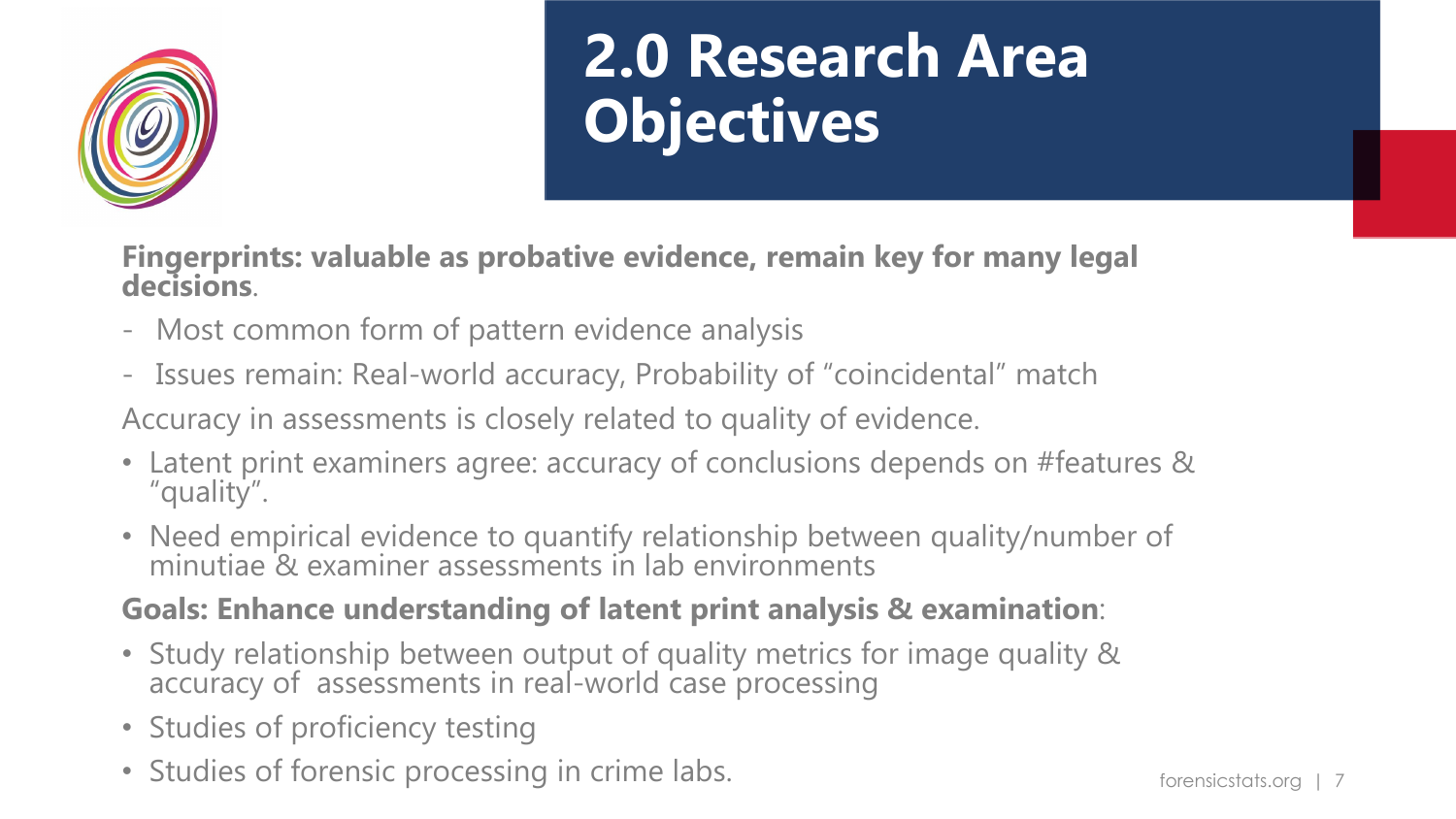# 2.0 Research Area Objectives

**Fingerprints: valuable as probative evidence, remain key for many legal decisions**.

- Most common form of pattern evidence analysis
- Issues remain: Real-world accuracy, Probability of "coincidental" match

Accuracy in assessments is closely related to quality of evidence.

- Latent print examiners agree: accuracy of conclusions depends on #features & "quality".
- Need empirical evidence to quantify relationship between quality/number of minutiae & examiner assessments in lab environments

**Goals: Enhance understanding of latent print analysis & examination**:

- Study relationship between output of quality metrics for image quality & accuracy of assessments in real-world case processing
- Studies of proficiency testing
- Studies of forensic processing in crime labs.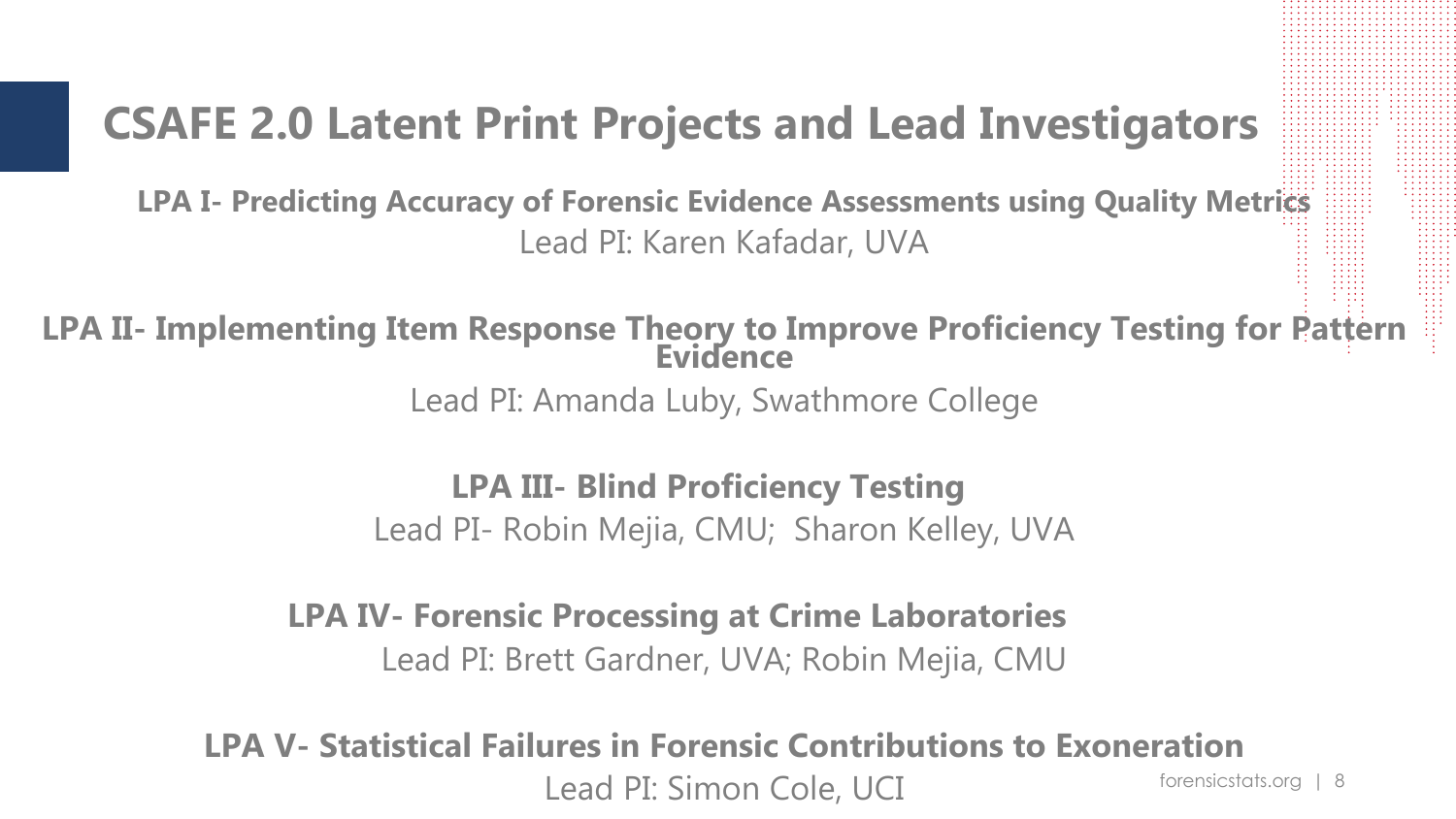# CSAFE 2.0 Latent Print Projects and Lead Investigators

**LPA I- Predicting Accuracy of Forensic Evidence Assessments using Quality Metrics**

Lead PI: Karen Kafadar, UVA

**LPA II- Implementing Item Response Theory to Improve Proficiency Testing for Pattern Evidence**

Lead PI: Amanda Luby, Swathmore College

**LPA III- Blind Proficiency Testing**

Lead PI- Robin Mejia, CMU; Sharon Kelley, UVA

**LPA IV- Forensic Processing at Crime Laboratories**

Lead PI: Brett Gardner, UVA; Robin Mejia, CMU

**LPA V- Statistical Failures in Forensic Contributions to Exoneration**

Lead PI: Simon Cole, UCI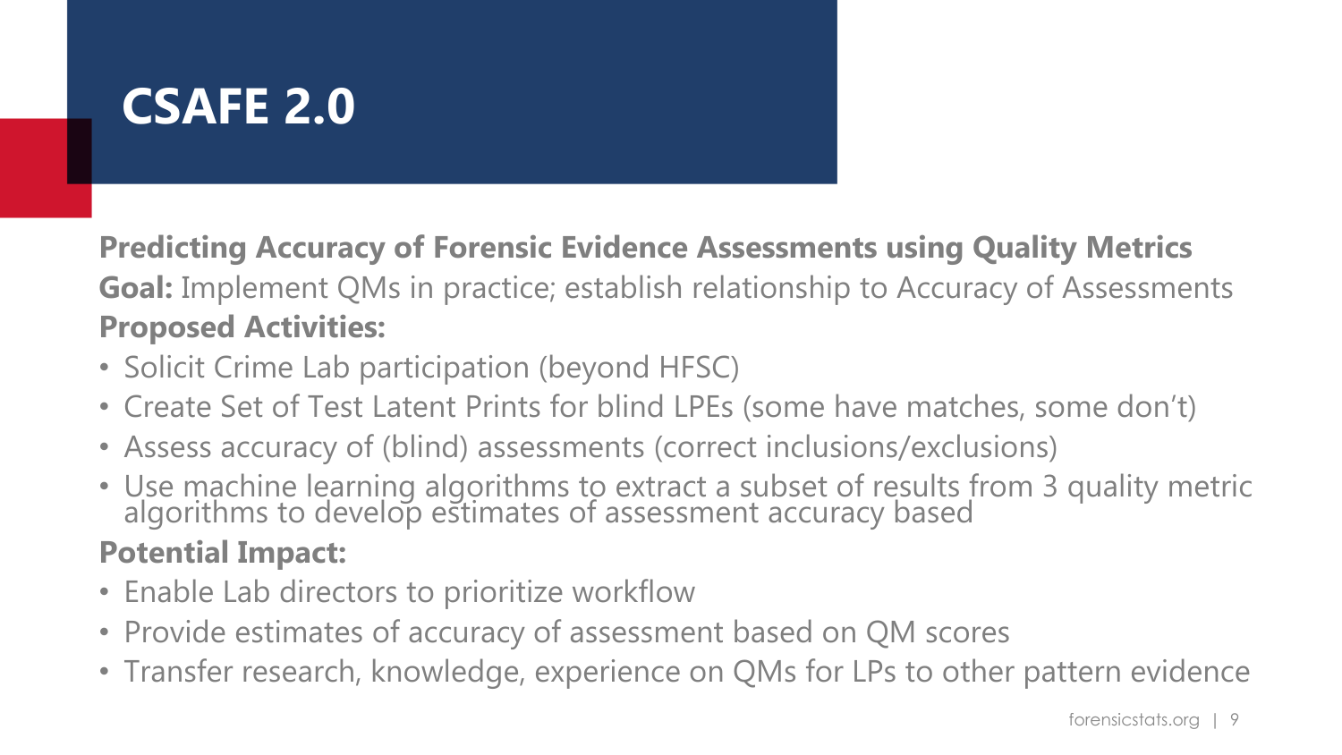# CSAFE 2.0

**Predicting Accuracy of Forensic Evidence Assessments using Quality Metrics**

**Goal:** Implement QMs in practice; establish relationship to Accuracy of Assessments

**Proposed Activities:**

- Solicit Crime Lab participation (beyond HFSC)
- Create Set of Test Latent Prints for blind LPEs (some have matches, some don't)
- Assess accuracy of (blind) assessments (correct inclusions/exclusions)
- Use machine learning algorithms to extract a subset of results from 3 quality metric algorithms to develop estimates of assessment accuracy based

**Potential Impact:**

- Enable Lab directors to prioritize workflow
- Provide estimates of accuracy of assessment based on QM scores
- Transfer research, knowledge, experience on QMs for LPs to other pattern evidence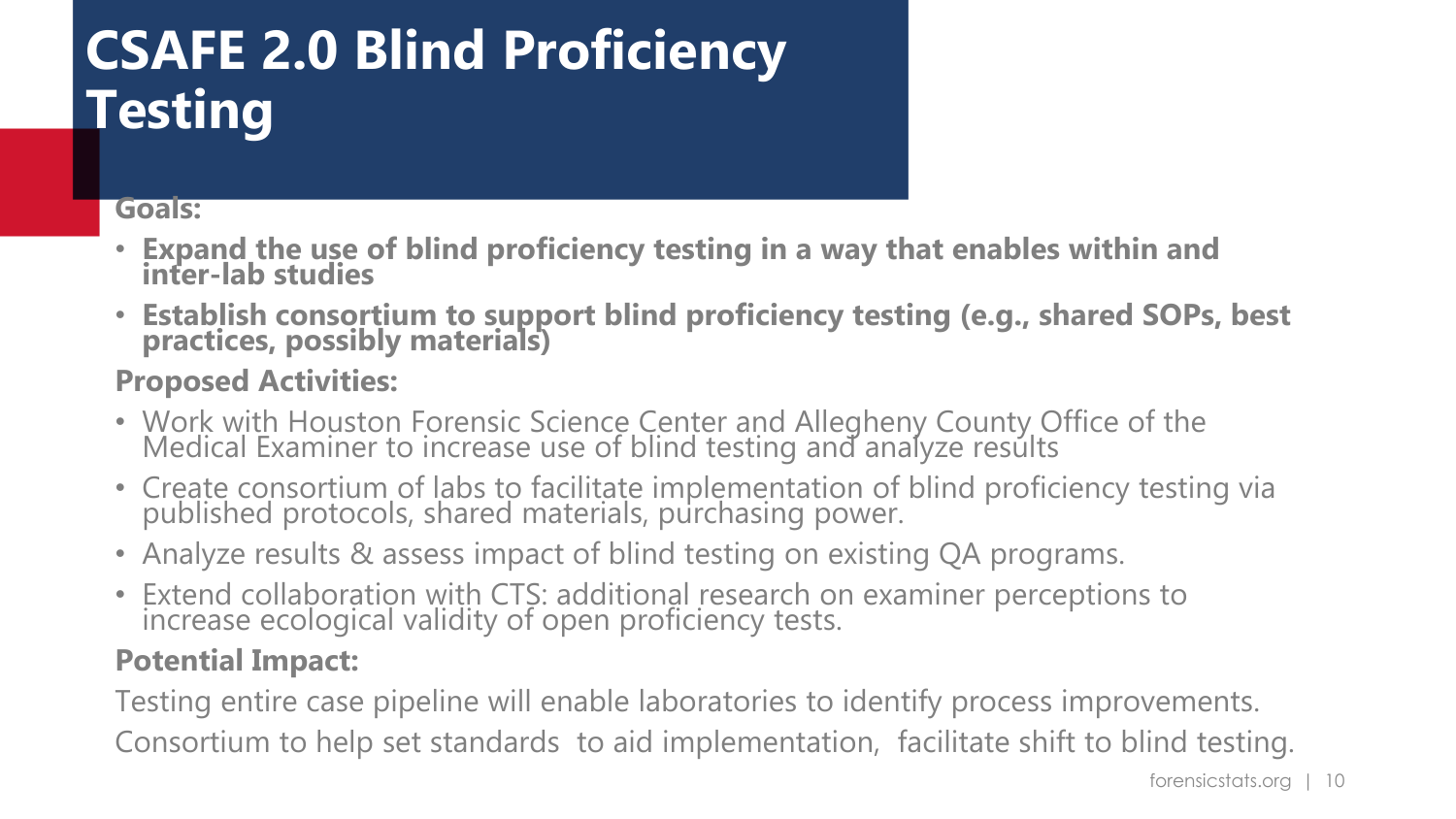# CSAFE 2.0 Blind Proficiency Testing

**Goals:**

- **Expand the use of blind proficiency testing in a way that enables within and inter-lab studies**
- **Establish consortium to support blind proficiency testing (e.g., shared SOPs, best practices, possibly materials)**

**Proposed Activities:**

- Work with Houston Forensic Science Center and Allegheny County Office of the Medical Examiner to increase use of blind testing and analyze results
- Create consortium of labs to facilitate implementation of blind proficiency testing via published protocols, shared materials, purchasing power.
- Analyze results & assess impact of blind testing on existing QA programs.
- Extend collaboration with CTS: additional research on examiner perceptions to increase ecological validity of open proficiency tests.

**Potential Impact:**

Testing entire case pipeline will enable laboratories to identify process improvements.

Consortium to help set standards to aid implementation, facilitate shift to blind testing.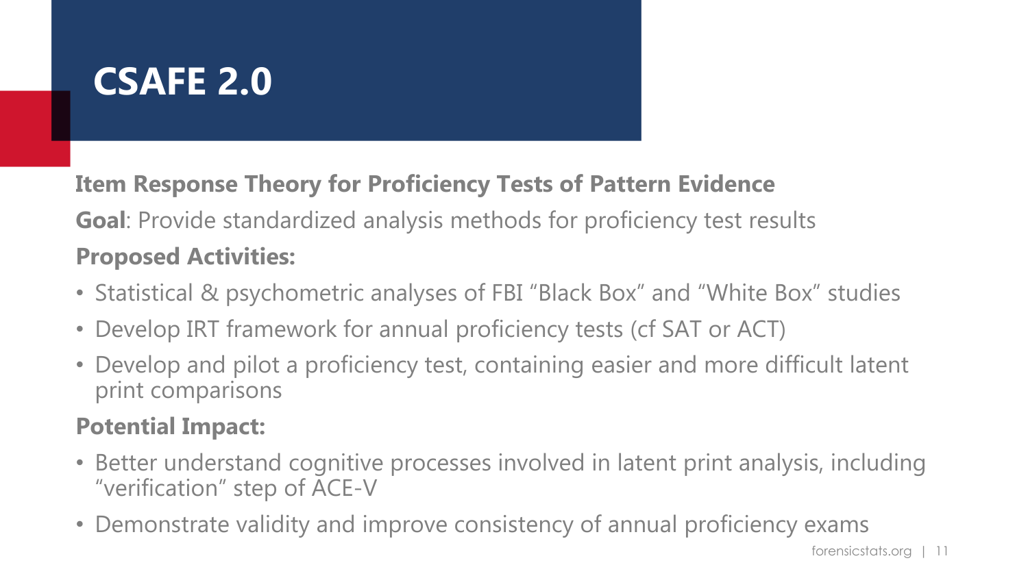# CSAFE 2.0

**Item Response Theory for Proficiency Tests of Pattern Evidence**

**Goal**: Provide standardized analysis methods for proficiency test results

**Proposed Activities:**

- Statistical & psychometric analyses of FBI "Black Box" and "White Box" studies
- Develop IRT framework for annual proficiency tests (cf SAT or ACT)
- Develop and pilot a proficiency test, containing easier and more difficult latent print comparisons

**Potential Impact:**

- Better understand cognitive processes involved in latent print analysis, including "verification" step of ACE-V
- Demonstrate validity and improve consistency of annual proficiency exams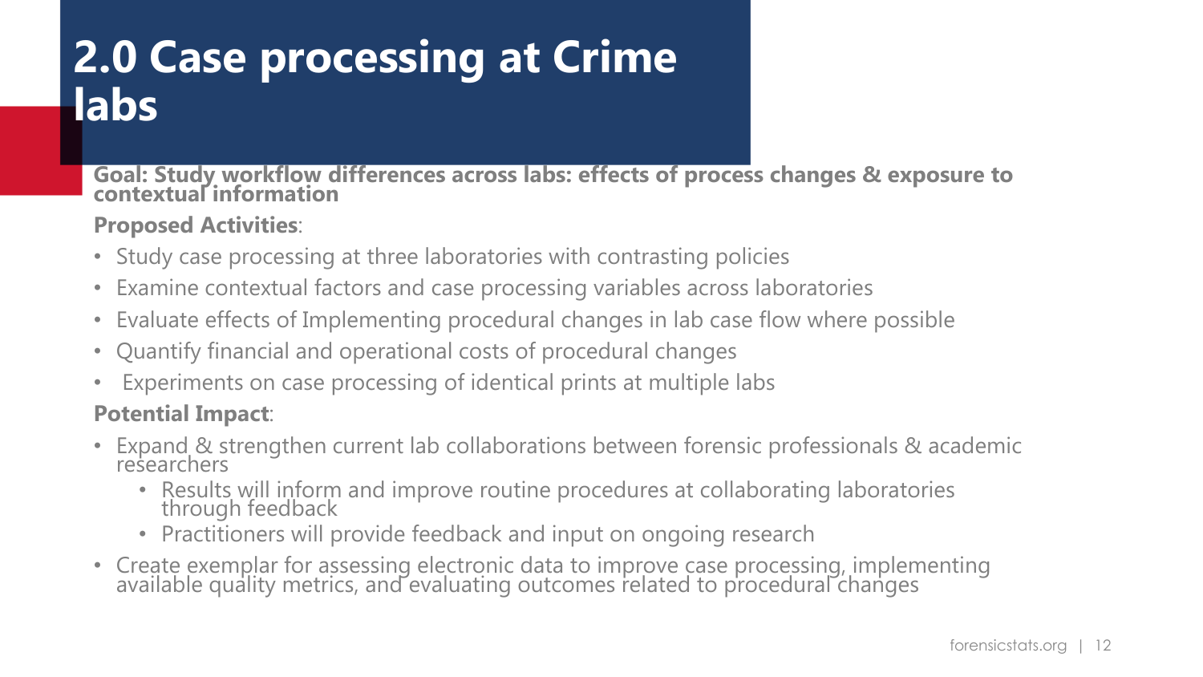# 2.0 Case processing at Crime labs

**Goal: Study workflow differences across labs: effects of process changes & exposure to contextual information**

**Proposed Activities**:

- Study case processing at three laboratories with contrasting policies
- Examine contextual factors and case processing variables across laboratories
- Evaluate effects of Implementing procedural changes in lab case flow where possible
- Quantify financial and operational costs of procedural changes
- Experiments on case processing of identical prints at multiple labs

**Potential Impact**:

- Expand & strengthen current lab collaborations between forensic professionals & academic researchers
  - Results will inform and improve routine procedures at collaborating laboratories through feedback
  - Practitioners will provide feedback and input on ongoing research
- Create exemplar for assessing electronic data to improve case processing, implementing available quality metrics, and evaluating outcomes related to procedural changes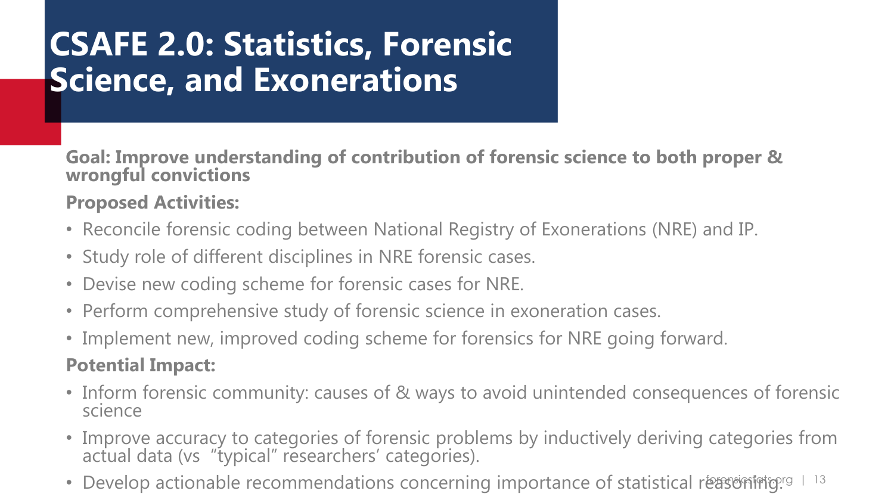# CSAFE 2.0: Statistics, Forensic Science, and Exonerations

**Goal: Improve understanding of contribution of forensic science to both proper & wrongful convictions**

**Proposed Activities:**

- Reconcile forensic coding between National Registry of Exonerations (NRE) and IP.
- Study role of different disciplines in NRE forensic cases.
- Devise new coding scheme for forensic cases for NRE.
- Perform comprehensive study of forensic science in exoneration cases.
- Implement new, improved coding scheme for forensics for NRE going forward.

**Potential Impact:**

- Inform forensic community: causes of & ways to avoid unintended consequences of forensic science
- Improve accuracy to categories of forensic problems by inductively deriving categories from actual data (vs "typical" researchers' categories).
- Develop actionable recommendations concerning importance of statistical reasoning.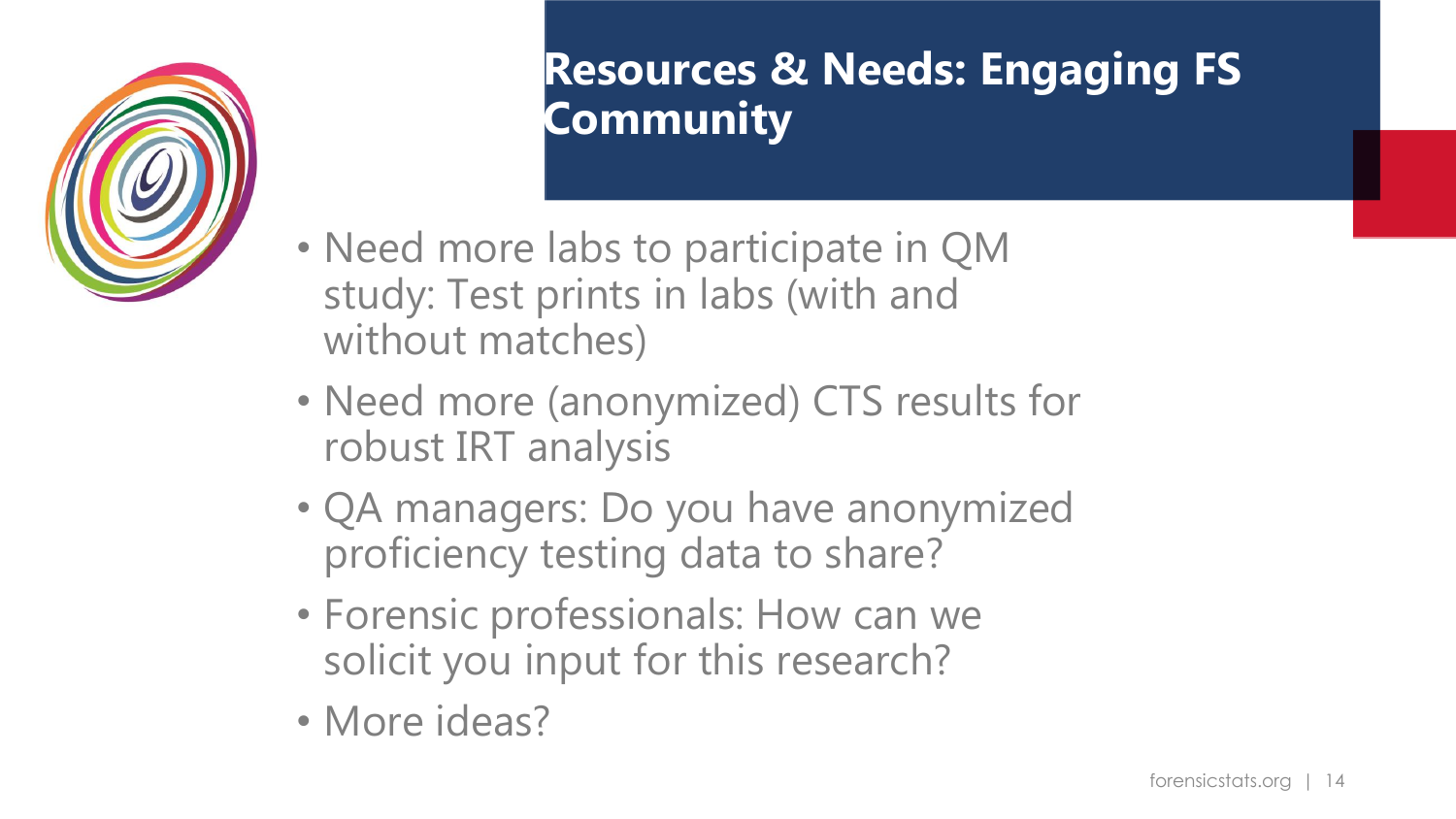# Resources & Needs: Engaging FS Community

- Need more labs to participate in QM study: Test prints in labs (with and without matches)
- Need more (anonymized) CTS results for robust IRT analysis
- QA managers: Do you have anonymized proficiency testing data to share?
- Forensic professionals: How can we solicit you input for this research?
- More ideas?